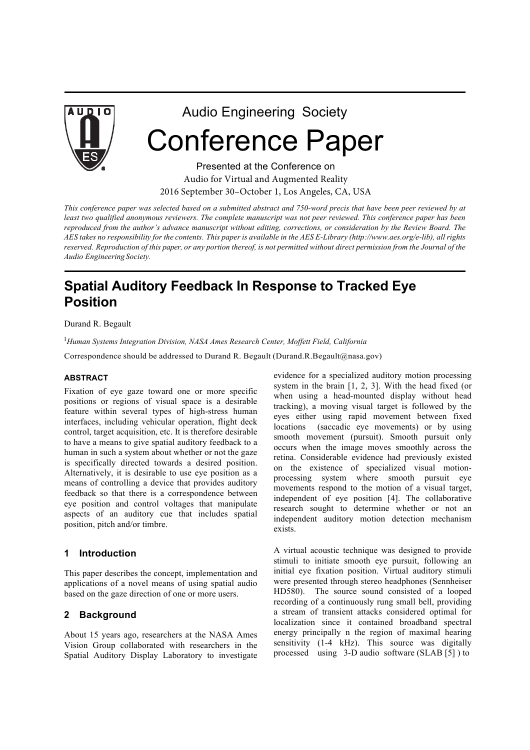Audio Engineering Society

# Conference Paper

Presented at the Conference on
Audio for Virtual and Augmented Reality
2016 September 30–October 1, Los Angeles, CA, USA

*This conference paper was selected based on a submitted abstract and 750-word precis that have been peer reviewed by at least two qualified anonymous reviewers. The complete manuscript was not peer reviewed. This conference paper has been reproduced from the author's advance manuscript without editing, corrections, or consideration by the Review Board. The AES takes no responsibility for the contents. This paper is available in the AES E-Library (http://www.aes.org/e-lib), all rights reserved. Reproduction of this paper, or any portion thereof, is not permitted without direct permission from the Journal of the Audio Engineering Society.*

## Spatial Auditory Feedback In Response to Tracked Eye Position

Durand R. Begault

[1] *Human Systems Integration Division, NASA Ames Research Center, Moffett Field, California*

Correspondence should be addressed to Durand R. Begault (Durand.R.Begault@nasa.gov)

### ABSTRACT

Fixation of eye gaze toward one or more specific positions or regions of visual space is a desirable feature within several types of high-stress human interfaces, including vehicular operation, flight deck control, target acquisition, etc. It is therefore desirable to have a means to give spatial auditory feedback to a human in such a system about whether or not the gaze is specifically directed towards a desired position. Alternatively, it is desirable to use eye position as a means of controlling a device that provides auditory feedback so that there is a correspondence between eye position and control voltages that manipulate aspects of an auditory cue that includes spatial position, pitch and/or timbre.

### 1 Introduction

This paper describes the concept, implementation and applications of a novel means of using spatial audio based on the gaze direction of one or more users.

### 2 Background

About 15 years ago, researchers at the NASA Ames Vision Group collaborated with researchers in the Spatial Auditory Display Laboratory to investigate evidence for a specialized auditory motion processing system in the brain [1, 2, 3]. With the head fixed (or when using a head-mounted display without head tracking), a moving visual target is followed by the eyes either using rapid movement between fixed locations (saccadic eye movements) or by using smooth movement (pursuit). Smooth pursuit only occurs when the image moves smoothly across the retina. Considerable evidence had previously existed on the existence of specialized visual motion-processing system where smooth pursuit eye movements respond to the motion of a visual target, independent of eye position [4]. The collaborative research sought to determine whether or not an independent auditory motion detection mechanism exists.

A virtual acoustic technique was designed to provide stimuli to initiate smooth eye pursuit, following an initial eye fixation position. Virtual auditory stimuli were presented through stereo headphones (Sennheiser HD580). The source sound consisted of a looped recording of a continuously rung small bell, providing a stream of transient attacks considered optimal for localization since it contained broadband spectral energy principally n the region of maximal hearing sensitivity (1-4 kHz). This source was digitally processed using 3-D audio software (SLAB [5] ) to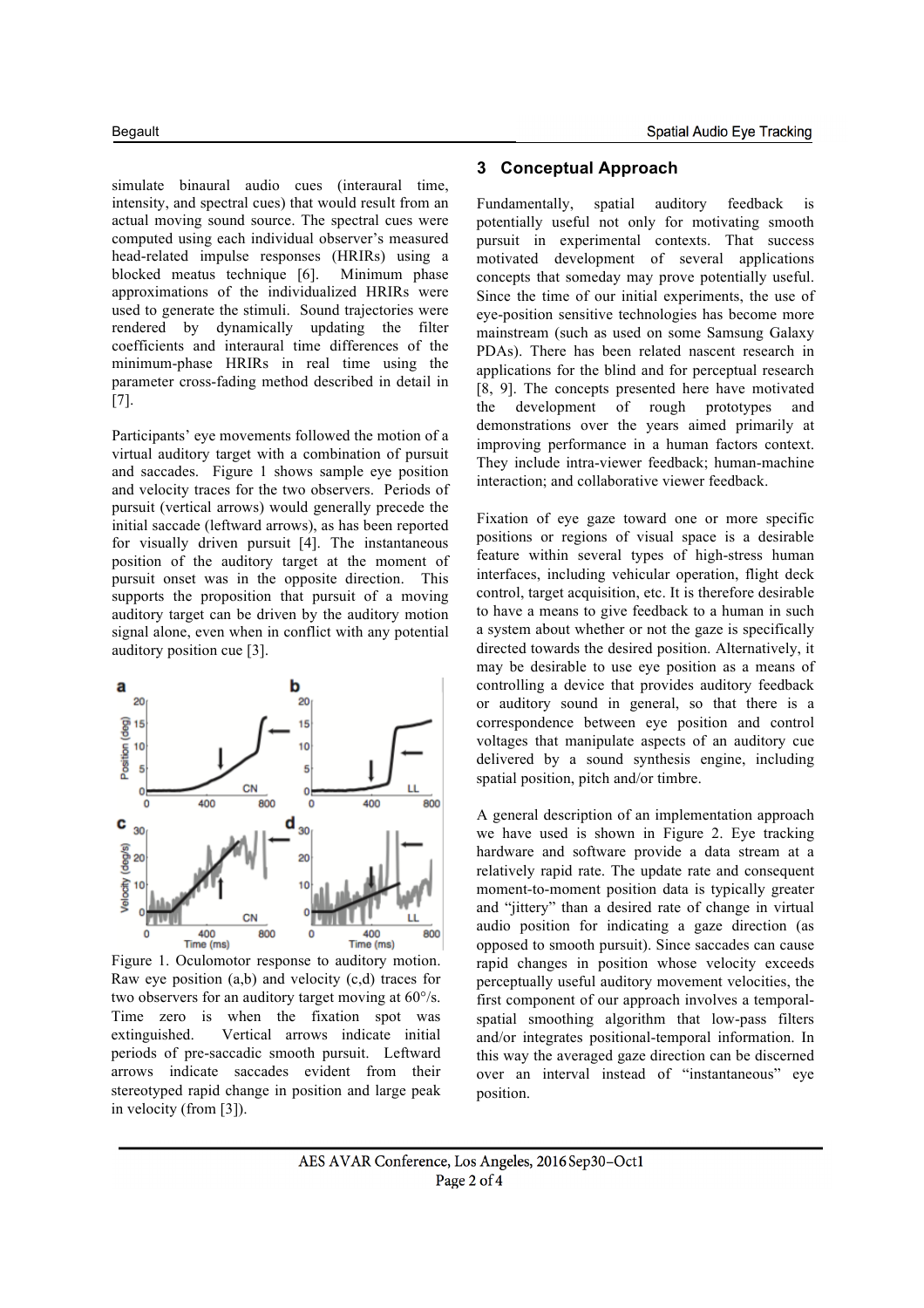simulate binaural audio cues (interaural time, intensity, and spectral cues) that would result from an actual moving sound source. The spectral cues were computed using each individual observer's measured head-related impulse responses (HRIRs) using a blocked meatus technique [6]. Minimum phase approximations of the individualized HRIRs were used to generate the stimuli. Sound trajectories were rendered by dynamically updating the filter coefficients and interaural time differences of the minimum-phase HRIRs in real time using the parameter cross-fading method described in detail in [7].

Participants' eye movements followed the motion of a virtual auditory target with a combination of pursuit and saccades. Figure 1 shows sample eye position and velocity traces for the two observers. Periods of pursuit (vertical arrows) would generally precede the initial saccade (leftward arrows), as has been reported for visually driven pursuit [4]. The instantaneous position of the auditory target at the moment of pursuit onset was in the opposite direction. This supports the proposition that pursuit of a moving auditory target can be driven by the auditory motion signal alone, even when in conflict with any potential auditory position cue [3].

Figure 1. Oculomotor response to auditory motion. Raw eye position (a,b) and velocity (c,d) traces for two observers for an auditory target moving at 60°/s. Time zero is when the fixation spot was extinguished. Vertical arrows indicate initial periods of pre-saccadic smooth pursuit. Leftward arrows indicate saccades evident from their stereotyped rapid change in position and large peak in velocity (from [3]).

## 3 Conceptual Approach

Fundamentally, spatial auditory feedback is potentially useful not only for motivating smooth pursuit in experimental contexts. That success motivated development of several applications concepts that someday may prove potentially useful. Since the time of our initial experiments, the use of eye-position sensitive technologies has become more mainstream (such as used on some Samsung Galaxy PDAs). There has been related nascent research in applications for the blind and for perceptual research [8, 9]. The concepts presented here have motivated the development of rough prototypes and demonstrations over the years aimed primarily at improving performance in a human factors context. They include intra-viewer feedback; human-machine interaction; and collaborative viewer feedback.

Fixation of eye gaze toward one or more specific positions or regions of visual space is a desirable feature within several types of high-stress human interfaces, including vehicular operation, flight deck control, target acquisition, etc. It is therefore desirable to have a means to give feedback to a human in such a system about whether or not the gaze is specifically directed towards the desired position. Alternatively, it may be desirable to use eye position as a means of controlling a device that provides auditory feedback or auditory sound in general, so that there is a correspondence between eye position and control voltages that manipulate aspects of an auditory cue delivered by a sound synthesis engine, including spatial position, pitch and/or timbre.

A general description of an implementation approach we have used is shown in Figure 2. Eye tracking hardware and software provide a data stream at a relatively rapid rate. The update rate and consequent moment-to-moment position data is typically greater and "jittery" than a desired rate of change in virtual audio position for indicating a gaze direction (as opposed to smooth pursuit). Since saccades can cause rapid changes in position whose velocity exceeds perceptually useful auditory movement velocities, the first component of our approach involves a temporal-spatial smoothing algorithm that low-pass filters and/or integrates positional-temporal information. In this way the averaged gaze direction can be discerned over an interval instead of "instantaneous" eye position.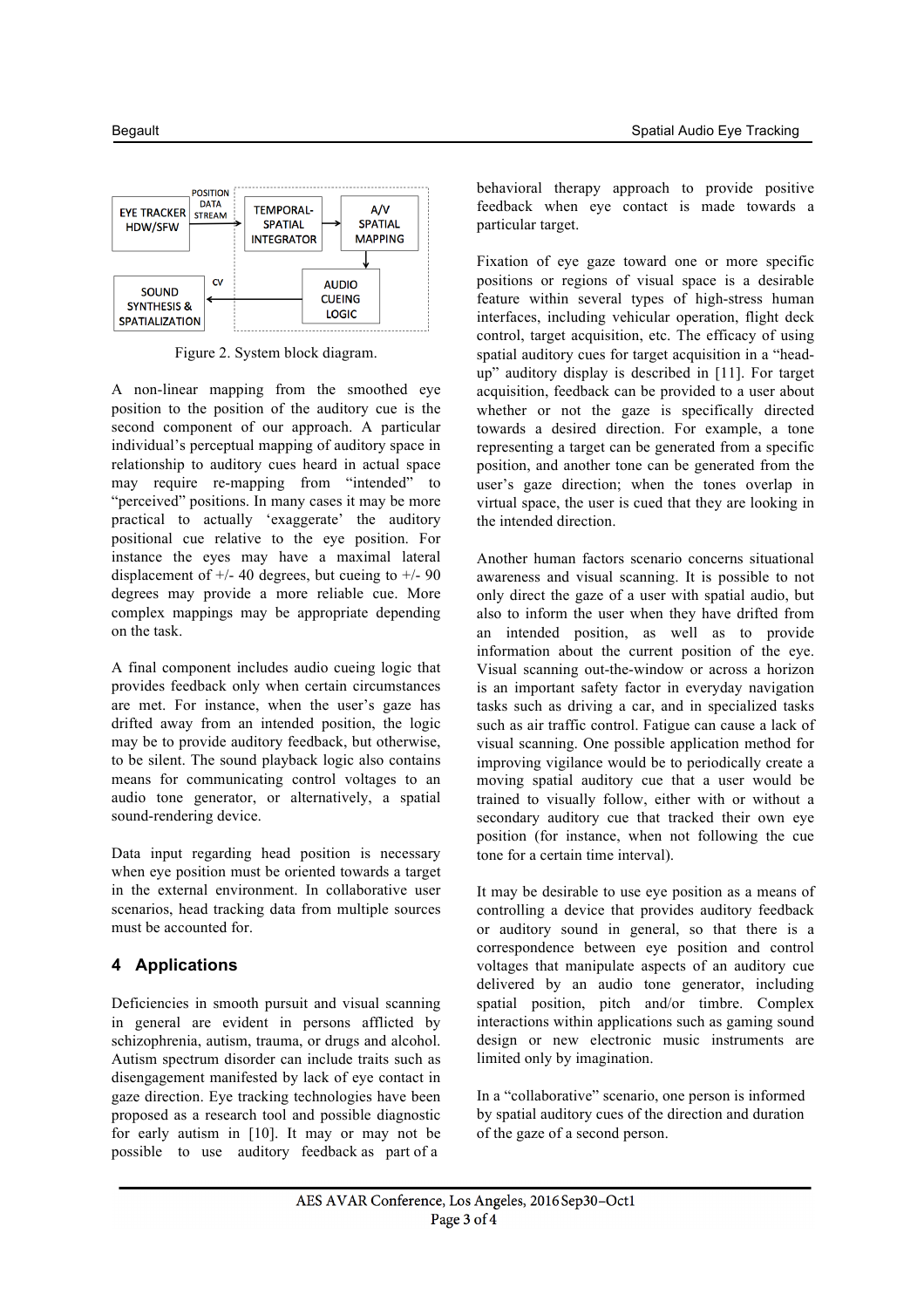Figure 2. System block diagram.

A non-linear mapping from the smoothed eye position to the position of the auditory cue is the second component of our approach. A particular individual's perceptual mapping of auditory space in relationship to auditory cues heard in actual space may require re-mapping from "intended" to "perceived" positions. In many cases it may be more practical to actually 'exaggerate' the auditory positional cue relative to the eye position. For instance the eyes may have a maximal lateral displacement of +/- 40 degrees, but cueing to +/- 90 degrees may provide a more reliable cue. More complex mappings may be appropriate depending on the task.

A final component includes audio cueing logic that provides feedback only when certain circumstances are met. For instance, when the user's gaze has drifted away from an intended position, the logic may be to provide auditory feedback, but otherwise, to be silent. The sound playback logic also contains means for communicating control voltages to an audio tone generator, or alternatively, a spatial sound-rendering device.

Data input regarding head position is necessary when eye position must be oriented towards a target in the external environment. In collaborative user scenarios, head tracking data from multiple sources must be accounted for.

## 4 Applications

Deficiencies in smooth pursuit and visual scanning in general are evident in persons afflicted by schizophrenia, autism, trauma, or drugs and alcohol. Autism spectrum disorder can include traits such as disengagement manifested by lack of eye contact in gaze direction. Eye tracking technologies have been proposed as a research tool and possible diagnostic for early autism in [10]. It may or may not be possible to use auditory feedback as part of a behavioral therapy approach to provide positive feedback when eye contact is made towards a particular target.

Fixation of eye gaze toward one or more specific positions or regions of visual space is a desirable feature within several types of high-stress human interfaces, including vehicular operation, flight deck control, target acquisition, etc. The efficacy of using spatial auditory cues for target acquisition in a "head-up" auditory display is described in [11]. For target acquisition, feedback can be provided to a user about whether or not the gaze is specifically directed towards a desired direction. For example, a tone representing a target can be generated from a specific position, and another tone can be generated from the user's gaze direction; when the tones overlap in virtual space, the user is cued that they are looking in the intended direction.

Another human factors scenario concerns situational awareness and visual scanning. It is possible to not only direct the gaze of a user with spatial audio, but also to inform the user when they have drifted from an intended position, as well as to provide information about the current position of the eye. Visual scanning out-the-window or across a horizon is an important safety factor in everyday navigation tasks such as driving a car, and in specialized tasks such as air traffic control. Fatigue can cause a lack of visual scanning. One possible application method for improving vigilance would be to periodically create a moving spatial auditory cue that a user would be trained to visually follow, either with or without a secondary auditory cue that tracked their own eye position (for instance, when not following the cue tone for a certain time interval).

It may be desirable to use eye position as a means of controlling a device that provides auditory feedback or auditory sound in general, so that there is a correspondence between eye position and control voltages that manipulate aspects of an auditory cue delivered by an audio tone generator, including spatial position, pitch and/or timbre. Complex interactions within applications such as gaming sound design or new electronic music instruments are limited only by imagination.

In a "collaborative" scenario, one person is informed by spatial auditory cues of the direction and duration of the gaze of a second person.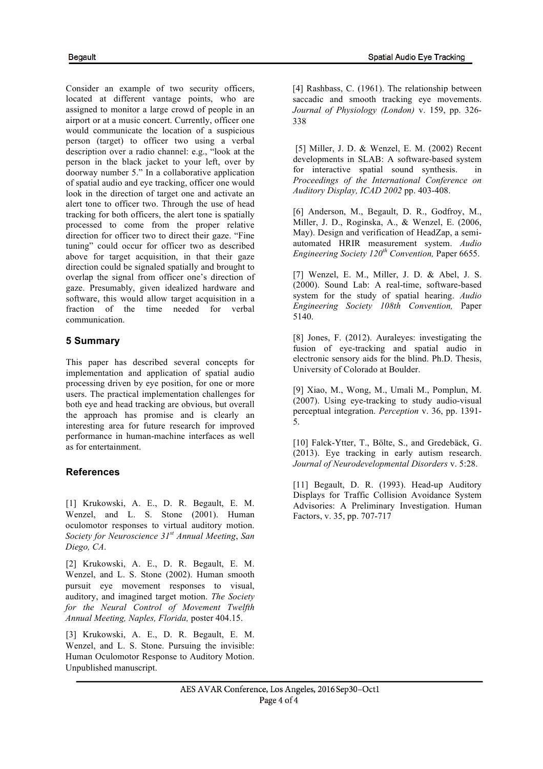Consider an example of two security officers, located at different vantage points, who are assigned to monitor a large crowd of people in an airport or at a music concert. Currently, officer one would communicate the location of a suspicious person (target) to officer two using a verbal description over a radio channel: e.g., "look at the person in the black jacket to your left, over by doorway number 5." In a collaborative application of spatial audio and eye tracking, officer one would look in the direction of target one and activate an alert tone to officer two. Through the use of head tracking for both officers, the alert tone is spatially processed to come from the proper relative direction for officer two to direct their gaze. "Fine tuning" could occur for officer two as described above for target acquisition, in that their gaze direction could be signaled spatially and brought to overlap the signal from officer one's direction of gaze. Presumably, given idealized hardware and software, this would allow target acquisition in a fraction of the time needed for verbal communication.

## 5 Summary

This paper has described several concepts for implementation and application of spatial audio processing driven by eye position, for one or more users. The practical implementation challenges for both eye and head tracking are obvious, but overall the approach has promise and is clearly an interesting area for future research for improved performance in human-machine interfaces as well as for entertainment.

## References

[1] Krukowski, A. E., D. R. Begault, E. M. Wenzel, and L. S. Stone (2001). Human oculomotor responses to virtual auditory motion. *Society for Neuroscience 31st Annual Meeting*, *San Diego, CA*.

[2] Krukowski, A. E., D. R. Begault, E. M. Wenzel, and L. S. Stone (2002). Human smooth pursuit eye movement responses to visual, auditory, and imagined target motion. *The Society for the Neural Control of Movement Twelfth Annual Meeting, Naples, Florida,* poster 404.15.

[3] Krukowski, A. E., D. R. Begault, E. M. Wenzel, and L. S. Stone. Pursuing the invisible: Human Oculomotor Response to Auditory Motion. Unpublished manuscript.

[4] Rashbass, C. (1961). The relationship between saccadic and smooth tracking eye movements. *Journal of Physiology (London)* v. 159, pp. 326-338

[5] Miller, J. D. & Wenzel, E. M. (2002) Recent developments in SLAB: A software-based system for interactive spatial sound synthesis. in *Proceedings of the International Conference on Auditory Display, ICAD 2002* pp. 403-408.

[6] Anderson, M., Begault, D. R., Godfroy, M., Miller, J. D., Roginska, A., & Wenzel, E. (2006, May). Design and verification of HeadZap, a semi-automated HRIR measurement system. *Audio Engineering Society 120th Convention,* Paper 6655.

[7] Wenzel, E. M., Miller, J. D. & Abel, J. S. (2000). Sound Lab: A real-time, software-based system for the study of spatial hearing. *Audio Engineering Society 108th Convention,* Paper 5140.

[8] Jones, F. (2012). Auraleyes: investigating the fusion of eye-tracking and spatial audio in electronic sensory aids for the blind. Ph.D. Thesis, University of Colorado at Boulder.

[9] Xiao, M., Wong, M., Umali M., Pomplun, M. (2007). Using eye-tracking to study audio-visual perceptual integration. *Perception* v. 36, pp. 1391-5.

[10] Falck-Ytter, T., Bölte, S., and Gredebäck, G. (2013). Eye tracking in early autism research. *Journal of Neurodevelopmental Disorders* v. 5:28.

[11] Begault, D. R. (1993). Head-up Auditory Displays for Traffic Collision Avoidance System Advisories: A Preliminary Investigation. Human Factors, v. 35, pp. 707-717